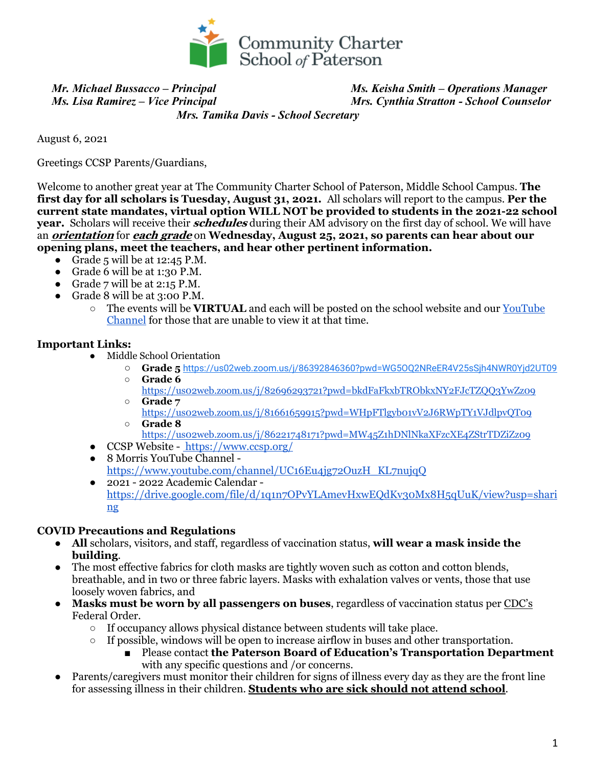Community Charter School of Paterson

*Mr. Michael Bussacco – Principal*
*Ms. Lisa Ramirez – Vice Principal*
*Ms. Keisha Smith – Operations Manager*
*Mrs. Cynthia Stratton - School Counselor*
*Mrs. Tamika Davis - School Secretary*

August 6, 2021

Greetings CCSP Parents/Guardians,

Welcome to another great year at The Community Charter School of Paterson, Middle School Campus. **The first day for all scholars is Tuesday, August 31, 2021.** All scholars will report to the campus. **Per the current state mandates, virtual option WILL NOT be provided to students in the 2021-22 school year.** Scholars will receive their ***schedules*** during their AM advisory on the first day of school. We will have an ***orientation*** for ***each grade*** on **Wednesday, August 25, 2021, so parents can hear about our opening plans, meet the teachers, and hear other pertinent information.**

- Grade 5 will be at 12:45 P.M.
- Grade 6 will be at 1:30 P.M.
- Grade 7 will be at 2:15 P.M.
- Grade 8 will be at 3:00 P.M.
  - The events will be **VIRTUAL** and each will be posted on the school website and our YouTube Channel for those that are unable to view it at that time.

**Important Links:**

- Middle School Orientation
  - **Grade 5** https://us02web.zoom.us/j/86392846360?pwd=WG5OQ2NReER4V25sSjh4NWR0Yjd2UT09
  - **Grade 6** https://us02web.zoom.us/j/82696293721?pwd=bkdFaFkxbTRObkxNY2FJcTZQQ3YwZz09
  - **Grade 7** https://us02web.zoom.us/j/81661659915?pwd=WHpFTlgyb01vV2J6RWpTY1VJdlpvQT09
  - **Grade 8** https://us02web.zoom.us/j/86221748171?pwd=MW45Z1hDNlNkaXFzcXE4ZStrTDZiZz09
- CCSP Website - https://www.ccsp.org/
- 8 Morris YouTube Channel - https://www.youtube.com/channel/UC16Eu4jg72OuzH_KL7nujqQ
- 2021 - 2022 Academic Calendar - https://drive.google.com/file/d/1q1n7OPvYLAmevHxwEQdKv30Mx8H5qUuK/view?usp=sharing

**COVID Precautions and Regulations**

- **All** scholars, visitors, and staff, regardless of vaccination status, **will wear a mask inside the building**.
- The most effective fabrics for cloth masks are tightly woven such as cotton and cotton blends, breathable, and in two or three fabric layers. Masks with exhalation valves or vents, those that use loosely woven fabrics, and
- **Masks must be worn by all passengers on buses**, regardless of vaccination status per CDC's Federal Order.
  - If occupancy allows physical distance between students will take place.
  - If possible, windows will be open to increase airflow in buses and other transportation.
    - Please contact **the Paterson Board of Education's Transportation Department** with any specific questions and /or concerns.
- Parents/caregivers must monitor their children for signs of illness every day as they are the front line for assessing illness in their children. **Students who are sick should not attend school**.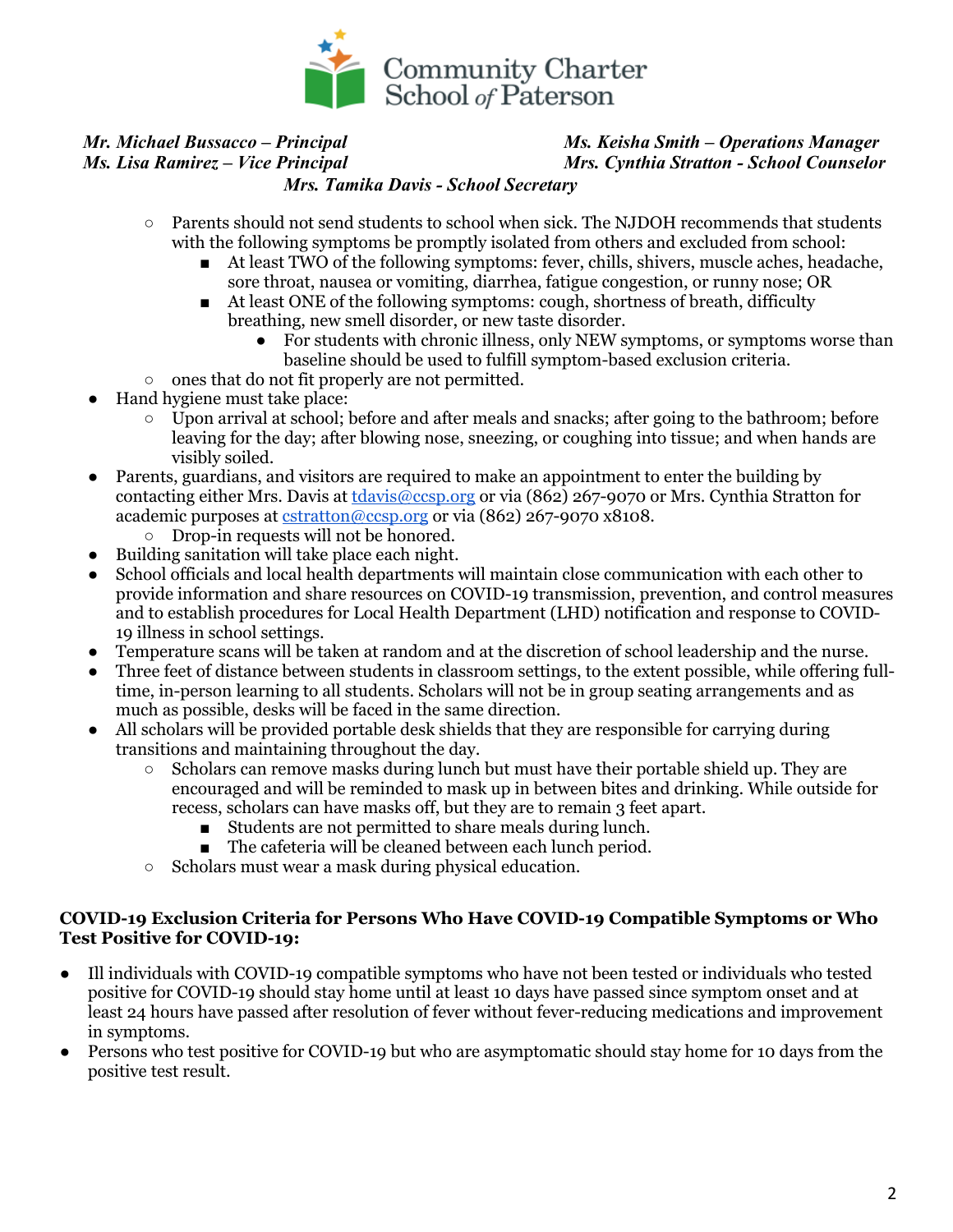*Mr. Michael Bussacco – Principal*
*Ms. Lisa Ramirez – Vice Principal*
*Ms. Keisha Smith – Operations Manager*
*Mrs. Cynthia Stratton - School Counselor*
*Mrs. Tamika Davis - School Secretary*

- Parents should not send students to school when sick. The NJDOH recommends that students with the following symptoms be promptly isolated from others and excluded from school:
    - At least TWO of the following symptoms: fever, chills, shivers, muscle aches, headache, sore throat, nausea or vomiting, diarrhea, fatigue congestion, or runny nose; OR
    - At least ONE of the following symptoms: cough, shortness of breath, difficulty breathing, new smell disorder, or new taste disorder.
        - For students with chronic illness, only NEW symptoms, or symptoms worse than baseline should be used to fulfill symptom-based exclusion criteria.
- ones that do not fit properly are not permitted.

- Hand hygiene must take place:
    - Upon arrival at school; before and after meals and snacks; after going to the bathroom; before leaving for the day; after blowing nose, sneezing, or coughing into tissue; and when hands are visibly soiled.
- Parents, guardians, and visitors are required to make an appointment to enter the building by contacting either Mrs. Davis at tdavis@ccsp.org or via (862) 267-9070 or Mrs. Cynthia Stratton for academic purposes at cstratton@ccsp.org or via (862) 267-9070 x8108.
    - Drop-in requests will not be honored.
- Building sanitation will take place each night.
- School officials and local health departments will maintain close communication with each other to provide information and share resources on COVID-19 transmission, prevention, and control measures and to establish procedures for Local Health Department (LHD) notification and response to COVID-19 illness in school settings.
- Temperature scans will be taken at random and at the discretion of school leadership and the nurse.
- Three feet of distance between students in classroom settings, to the extent possible, while offering full-time, in-person learning to all students. Scholars will not be in group seating arrangements and as much as possible, desks will be faced in the same direction.
- All scholars will be provided portable desk shields that they are responsible for carrying during transitions and maintaining throughout the day.
    - Scholars can remove masks during lunch but must have their portable shield up. They are encouraged and will be reminded to mask up in between bites and drinking. While outside for recess, scholars can have masks off, but they are to remain 3 feet apart.
        - Students are not permitted to share meals during lunch.
        - The cafeteria will be cleaned between each lunch period.
    - Scholars must wear a mask during physical education.

**COVID-19 Exclusion Criteria for Persons Who Have COVID-19 Compatible Symptoms or Who Test Positive for COVID-19:**

- Ill individuals with COVID-19 compatible symptoms who have not been tested or individuals who tested positive for COVID-19 should stay home until at least 10 days have passed since symptom onset and at least 24 hours have passed after resolution of fever without fever-reducing medications and improvement in symptoms.
- Persons who test positive for COVID-19 but who are asymptomatic should stay home for 10 days from the positive test result.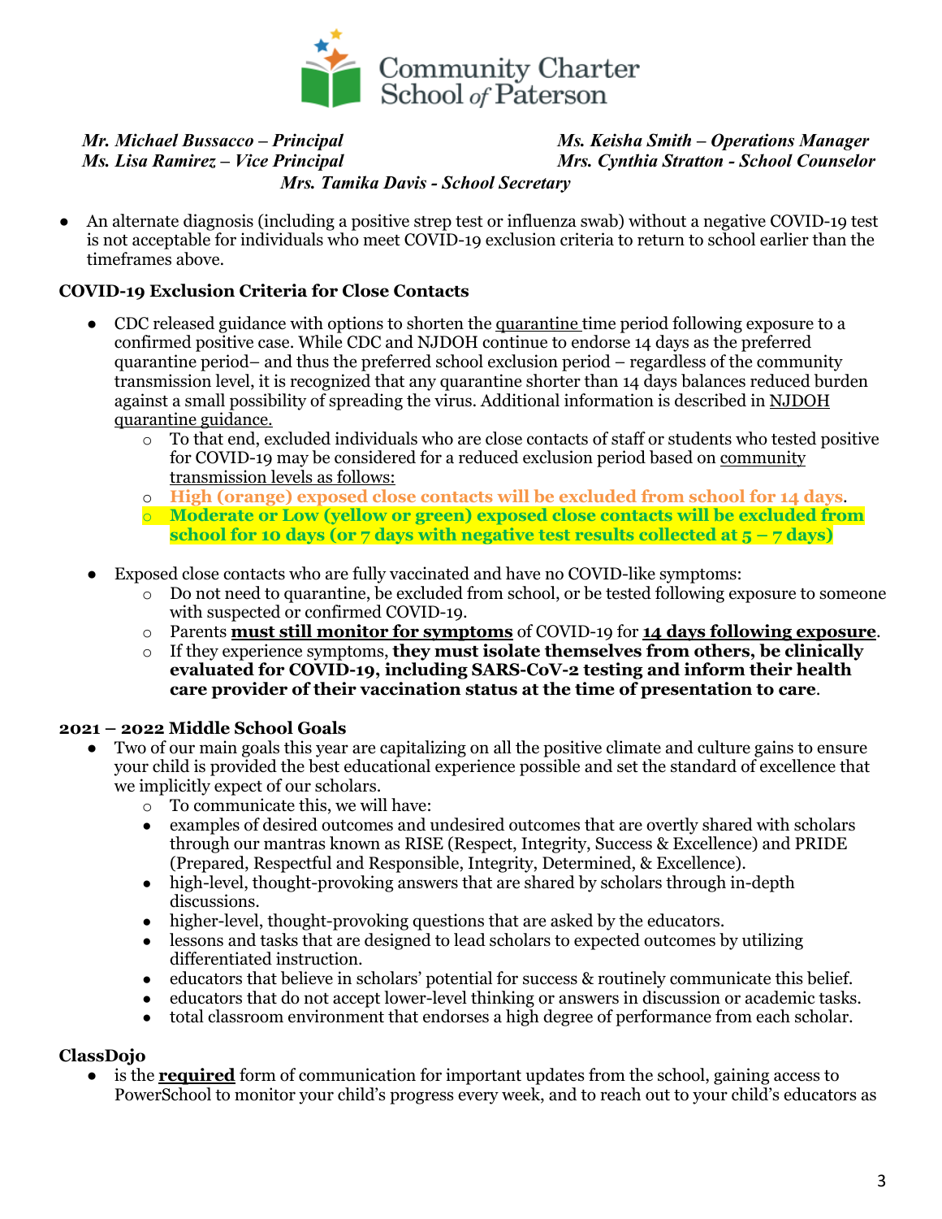*Mr. Michael Bussacco – Principal*
*Ms. Lisa Ramirez – Vice Principal*
*Ms. Keisha Smith – Operations Manager*
*Mrs. Cynthia Stratton - School Counselor*
*Mrs. Tamika Davis - School Secretary*

- An alternate diagnosis (including a positive strep test or influenza swab) without a negative COVID-19 test is not acceptable for individuals who meet COVID-19 exclusion criteria to return to school earlier than the timeframes above.

**COVID-19 Exclusion Criteria for Close Contacts**

- CDC released guidance with options to shorten the quarantine time period following exposure to a confirmed positive case. While CDC and NJDOH continue to endorse 14 days as the preferred quarantine period– and thus the preferred school exclusion period – regardless of the community transmission level, it is recognized that any quarantine shorter than 14 days balances reduced burden against a small possibility of spreading the virus. Additional information is described in NJDOH quarantine guidance.
  - To that end, excluded individuals who are close contacts of staff or students who tested positive for COVID-19 may be considered for a reduced exclusion period based on community transmission levels as follows:
  - **High (orange) exposed close contacts will be excluded from school for 14 days**.
  - **Moderate or Low (yellow or green) exposed close contacts will be excluded from school for 10 days (or 7 days with negative test results collected at 5 – 7 days)**
- Exposed close contacts who are fully vaccinated and have no COVID-like symptoms:
  - Do not need to quarantine, be excluded from school, or be tested following exposure to someone with suspected or confirmed COVID-19.
  - Parents **must still monitor for symptoms** of COVID-19 for **14 days following exposure**.
  - If they experience symptoms, **they must isolate themselves from others, be clinically evaluated for COVID-19, including SARS-CoV-2 testing and inform their health care provider of their vaccination status at the time of presentation to care**.

**2021 – 2022 Middle School Goals**

- Two of our main goals this year are capitalizing on all the positive climate and culture gains to ensure your child is provided the best educational experience possible and set the standard of excellence that we implicitly expect of our scholars.
  - To communicate this, we will have:
  - examples of desired outcomes and undesired outcomes that are overtly shared with scholars through our mantras known as RISE (Respect, Integrity, Success & Excellence) and PRIDE (Prepared, Respectful and Responsible, Integrity, Determined, & Excellence).
  - high-level, thought-provoking answers that are shared by scholars through in-depth discussions.
  - higher-level, thought-provoking questions that are asked by the educators.
  - lessons and tasks that are designed to lead scholars to expected outcomes by utilizing differentiated instruction.
  - educators that believe in scholars' potential for success & routinely communicate this belief.
  - educators that do not accept lower-level thinking or answers in discussion or academic tasks.
  - total classroom environment that endorses a high degree of performance from each scholar.

**ClassDojo**

- is the **required** form of communication for important updates from the school, gaining access to PowerSchool to monitor your child's progress every week, and to reach out to your child's educators as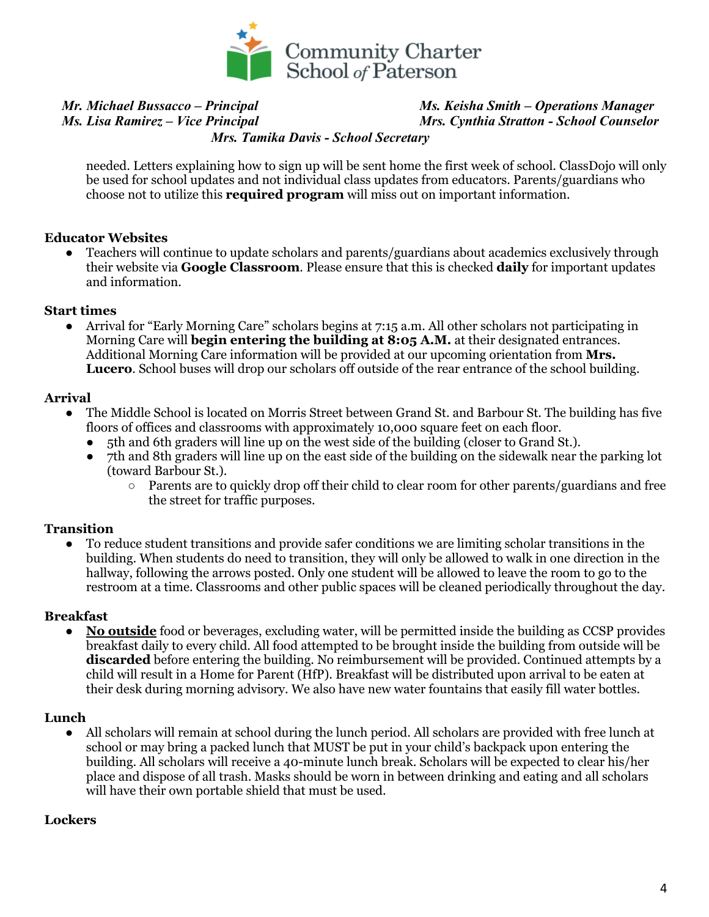needed. Letters explaining how to sign up will be sent home the first week of school. ClassDojo will only be used for school updates and not individual class updates from educators. Parents/guardians who choose not to utilize this **required program** will miss out on important information.

**Educator Websites**

- Teachers will continue to update scholars and parents/guardians about academics exclusively through their website via **Google Classroom**. Please ensure that this is checked **daily** for important updates and information.

**Start times**

- Arrival for "Early Morning Care" scholars begins at 7:15 a.m. All other scholars not participating in Morning Care will **begin entering the building at 8:05 A.M.** at their designated entrances. Additional Morning Care information will be provided at our upcoming orientation from **Mrs. Lucero**. School buses will drop our scholars off outside of the rear entrance of the school building.

**Arrival**

- The Middle School is located on Morris Street between Grand St. and Barbour St. The building has five floors of offices and classrooms with approximately 10,000 square feet on each floor.
  - 5th and 6th graders will line up on the west side of the building (closer to Grand St.).
  - 7th and 8th graders will line up on the east side of the building on the sidewalk near the parking lot (toward Barbour St.).
    - Parents are to quickly drop off their child to clear room for other parents/guardians and free the street for traffic purposes.

**Transition**

- To reduce student transitions and provide safer conditions we are limiting scholar transitions in the building. When students do need to transition, they will only be allowed to walk in one direction in the hallway, following the arrows posted. Only one student will be allowed to leave the room to go to the restroom at a time. Classrooms and other public spaces will be cleaned periodically throughout the day.

**Breakfast**

- **<u>No outside</u>** food or beverages, excluding water, will be permitted inside the building as CCSP provides breakfast daily to every child. All food attempted to be brought inside the building from outside will be **discarded** before entering the building. No reimbursement will be provided. Continued attempts by a child will result in a Home for Parent (HfP). Breakfast will be distributed upon arrival to be eaten at their desk during morning advisory. We also have new water fountains that easily fill water bottles.

**Lunch**

- All scholars will remain at school during the lunch period. All scholars are provided with free lunch at school or may bring a packed lunch that MUST be put in your child's backpack upon entering the building. All scholars will receive a 40-minute lunch break. Scholars will be expected to clear his/her place and dispose of all trash. Masks should be worn in between drinking and eating and all scholars will have their own portable shield that must be used.

**Lockers**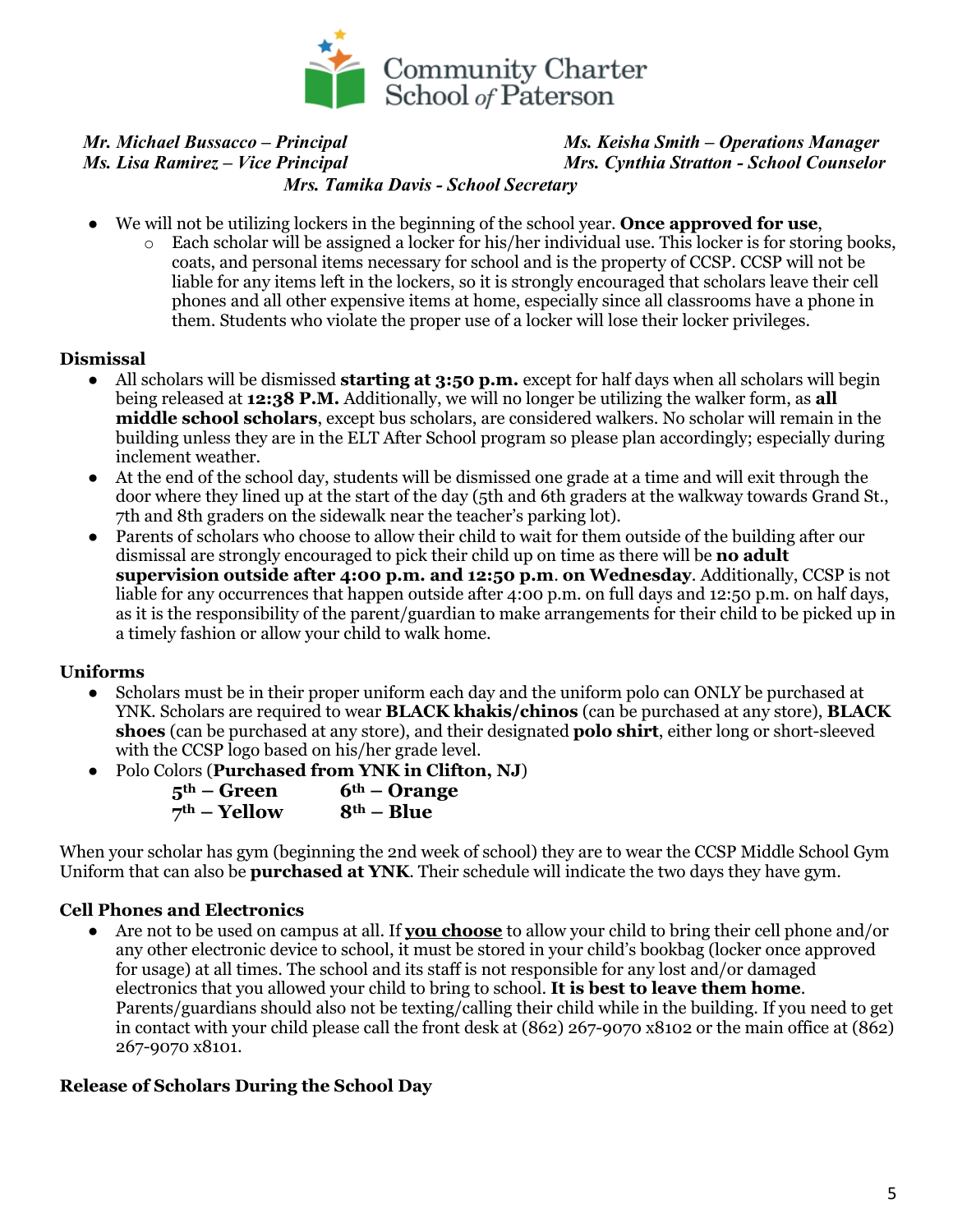Community Charter School of Paterson

*Mr. Michael Bussacco – Principal*
*Ms. Lisa Ramirez – Vice Principal*
*Ms. Keisha Smith – Operations Manager*
*Mrs. Cynthia Stratton - School Counselor*
*Mrs. Tamika Davis - School Secretary*

- We will not be utilizing lockers in the beginning of the school year. **Once approved for use**,
  - Each scholar will be assigned a locker for his/her individual use. This locker is for storing books, coats, and personal items necessary for school and is the property of CCSP. CCSP will not be liable for any items left in the lockers, so it is strongly encouraged that scholars leave their cell phones and all other expensive items at home, especially since all classrooms have a phone in them. Students who violate the proper use of a locker will lose their locker privileges.

### Dismissal

- All scholars will be dismissed **starting at 3:50 p.m.** except for half days when all scholars will begin being released at **12:38 P.M.** Additionally, we will no longer be utilizing the walker form, as **all middle school scholars**, except bus scholars, are considered walkers. No scholar will remain in the building unless they are in the ELT After School program so please plan accordingly; especially during inclement weather.
- At the end of the school day, students will be dismissed one grade at a time and will exit through the door where they lined up at the start of the day (5th and 6th graders at the walkway towards Grand St., 7th and 8th graders on the sidewalk near the teacher's parking lot).
- Parents of scholars who choose to allow their child to wait for them outside of the building after our dismissal are strongly encouraged to pick their child up on time as there will be **no adult supervision outside after 4:00 p.m. and 12:50 p.m. on Wednesday**. Additionally, CCSP is not liable for any occurrences that happen outside after 4:00 p.m. on full days and 12:50 p.m. on half days, as it is the responsibility of the parent/guardian to make arrangements for their child to be picked up in a timely fashion or allow your child to walk home.

### Uniforms

- Scholars must be in their proper uniform each day and the uniform polo can ONLY be purchased at YNK. Scholars are required to wear **BLACK khakis/chinos** (can be purchased at any store), **BLACK shoes** (can be purchased at any store), and their designated **polo shirt**, either long or short-sleeved with the CCSP logo based on his/her grade level.
- Polo Colors (**Purchased from YNK in Clifton, NJ**)

  **5th – Green** &nbsp;&nbsp;&nbsp; **6th – Orange**
  **7th – Yellow** &nbsp;&nbsp;&nbsp; **8th – Blue**

When your scholar has gym (beginning the 2nd week of school) they are to wear the CCSP Middle School Gym Uniform that can also be **purchased at YNK**. Their schedule will indicate the two days they have gym.

### Cell Phones and Electronics

- Are not to be used on campus at all. If **<u>you choose</u>** to allow your child to bring their cell phone and/or any other electronic device to school, it must be stored in your child's bookbag (locker once approved for usage) at all times. The school and its staff is not responsible for any lost and/or damaged electronics that you allowed your child to bring to school. **It is best to leave them home**. Parents/guardians should also not be texting/calling their child while in the building. If you need to get in contact with your child please call the front desk at (862) 267-9070 x8102 or the main office at (862) 267-9070 x8101.

### Release of Scholars During the School Day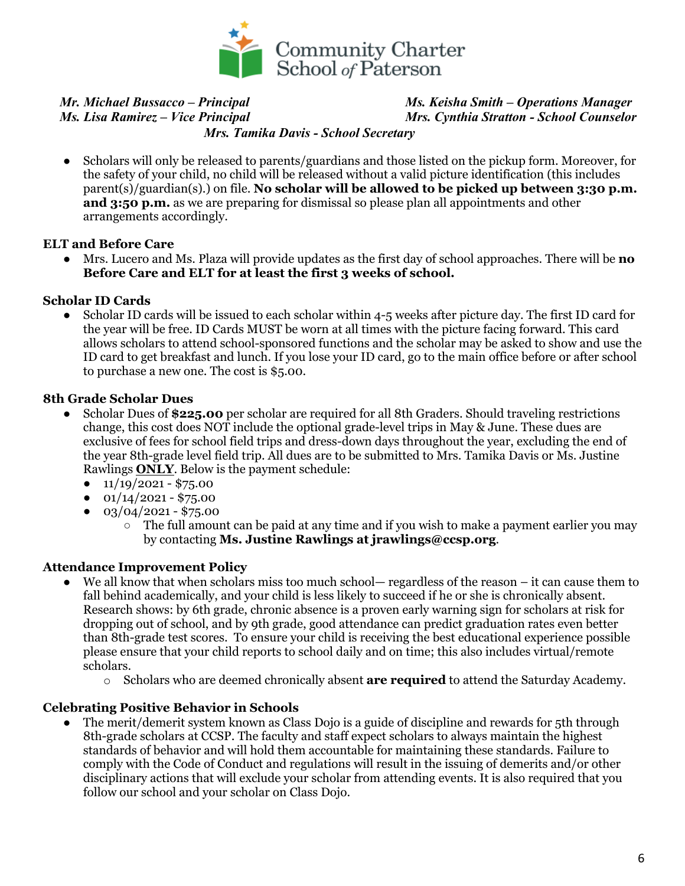*Mr. Michael Bussacco – Principal*
*Ms. Lisa Ramirez – Vice Principal*
*Ms. Keisha Smith – Operations Manager*
*Mrs. Cynthia Stratton - School Counselor*
*Mrs. Tamika Davis - School Secretary*

- Scholars will only be released to parents/guardians and those listed on the pickup form. Moreover, for the safety of your child, no child will be released without a valid picture identification (this includes parent(s)/guardian(s).) on file. **No scholar will be allowed to be picked up between 3:30 p.m. and 3:50 p.m.** as we are preparing for dismissal so please plan all appointments and other arrangements accordingly.

### ELT and Before Care

- Mrs. Lucero and Ms. Plaza will provide updates as the first day of school approaches. There will be **no Before Care and ELT for at least the first 3 weeks of school.**

### Scholar ID Cards

- Scholar ID cards will be issued to each scholar within 4-5 weeks after picture day. The first ID card for the year will be free. ID Cards MUST be worn at all times with the picture facing forward. This card allows scholars to attend school-sponsored functions and the scholar may be asked to show and use the ID card to get breakfast and lunch. If you lose your ID card, go to the main office before or after school to purchase a new one. The cost is $5.00.

### 8th Grade Scholar Dues

- Scholar Dues of **$225.00** per scholar are required for all 8th Graders. Should traveling restrictions change, this cost does NOT include the optional grade-level trips in May & June. These dues are exclusive of fees for school field trips and dress-down days throughout the year, excluding the end of the year 8th-grade level field trip. All dues are to be submitted to Mrs. Tamika Davis or Ms. Justine Rawlings **<u>ONLY</u>**. Below is the payment schedule:
  - 11/19/2021 - $75.00
  - 01/14/2021 - $75.00
  - 03/04/2021 - $75.00
    - The full amount can be paid at any time and if you wish to make a payment earlier you may by contacting **Ms. Justine Rawlings at jrawlings@ccsp.org**.

### Attendance Improvement Policy

- We all know that when scholars miss too much school— regardless of the reason – it can cause them to fall behind academically, and your child is less likely to succeed if he or she is chronically absent. Research shows: by 6th grade, chronic absence is a proven early warning sign for scholars at risk for dropping out of school, and by 9th grade, good attendance can predict graduation rates even better than 8th-grade test scores. To ensure your child is receiving the best educational experience possible please ensure that your child reports to school daily and on time; this also includes virtual/remote scholars.
  - Scholars who are deemed chronically absent **are required** to attend the Saturday Academy.

### Celebrating Positive Behavior in Schools

- The merit/demerit system known as Class Dojo is a guide of discipline and rewards for 5th through 8th-grade scholars at CCSP. The faculty and staff expect scholars to always maintain the highest standards of behavior and will hold them accountable for maintaining these standards. Failure to comply with the Code of Conduct and regulations will result in the issuing of demerits and/or other disciplinary actions that will exclude your scholar from attending events. It is also required that you follow our school and your scholar on Class Dojo.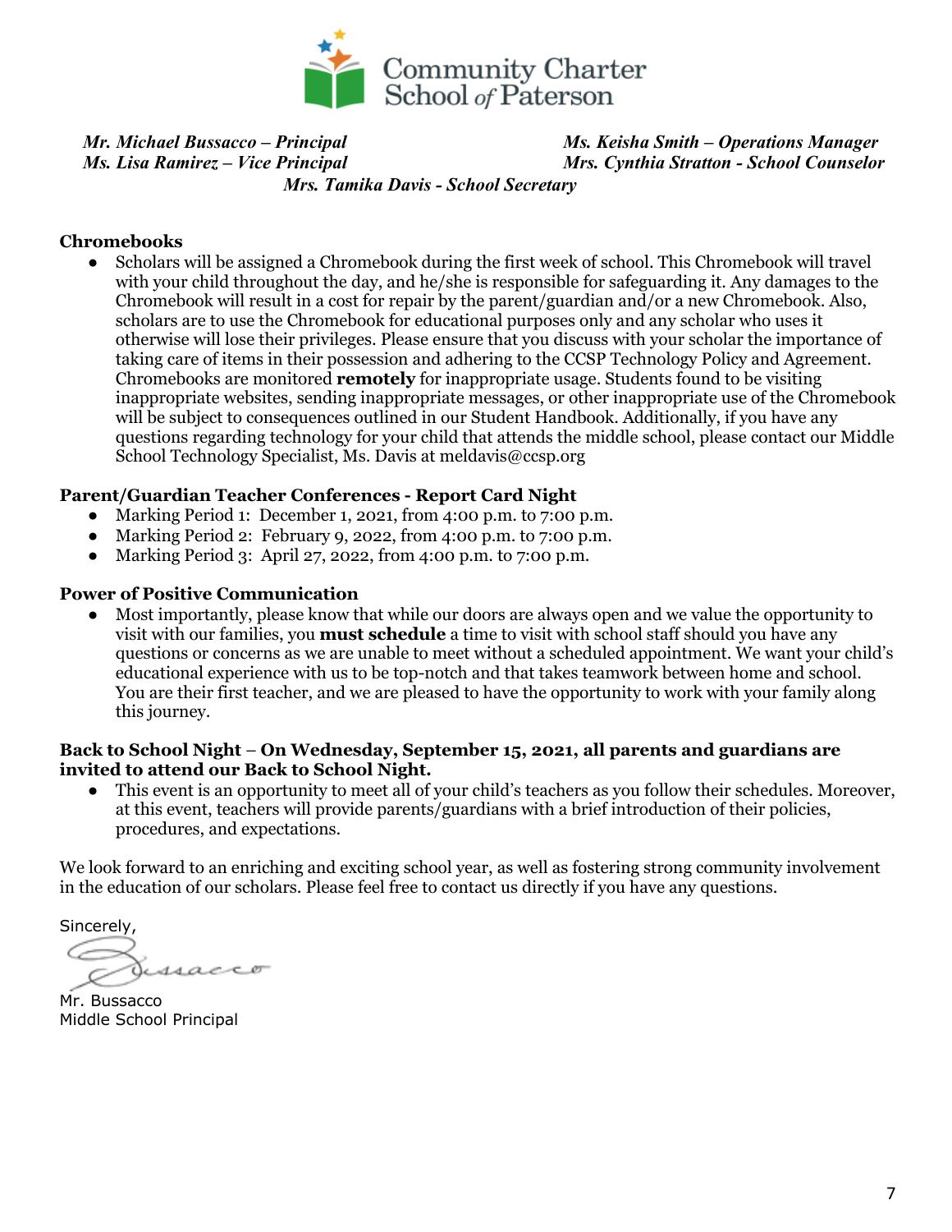Community Charter School of Paterson

*Mr. Michael Bussacco – Principal*
*Ms. Lisa Ramirez – Vice Principal*
*Ms. Keisha Smith – Operations Manager*
*Mrs. Cynthia Stratton - School Counselor*
*Mrs. Tamika Davis - School Secretary*

**Chromebooks**

- Scholars will be assigned a Chromebook during the first week of school. This Chromebook will travel with your child throughout the day, and he/she is responsible for safeguarding it. Any damages to the Chromebook will result in a cost for repair by the parent/guardian and/or a new Chromebook. Also, scholars are to use the Chromebook for educational purposes only and any scholar who uses it otherwise will lose their privileges. Please ensure that you discuss with your scholar the importance of taking care of items in their possession and adhering to the CCSP Technology Policy and Agreement. Chromebooks are monitored **remotely** for inappropriate usage. Students found to be visiting inappropriate websites, sending inappropriate messages, or other inappropriate use of the Chromebook will be subject to consequences outlined in our Student Handbook. Additionally, if you have any questions regarding technology for your child that attends the middle school, please contact our Middle School Technology Specialist, Ms. Davis at meldavis@ccsp.org

**Parent/Guardian Teacher Conferences - Report Card Night**

- Marking Period 1: December 1, 2021, from 4:00 p.m. to 7:00 p.m.
- Marking Period 2: February 9, 2022, from 4:00 p.m. to 7:00 p.m.
- Marking Period 3: April 27, 2022, from 4:00 p.m. to 7:00 p.m.

**Power of Positive Communication**

- Most importantly, please know that while our doors are always open and we value the opportunity to visit with our families, you **must schedule** a time to visit with school staff should you have any questions or concerns as we are unable to meet without a scheduled appointment. We want your child's educational experience with us to be top-notch and that takes teamwork between home and school. You are their first teacher, and we are pleased to have the opportunity to work with your family along this journey.

**Back to School Night – On Wednesday, September 15, 2021, all parents and guardians are invited to attend our Back to School Night.**

- This event is an opportunity to meet all of your child's teachers as you follow their schedules. Moreover, at this event, teachers will provide parents/guardians with a brief introduction of their policies, procedures, and expectations.

We look forward to an enriching and exciting school year, as well as fostering strong community involvement in the education of our scholars. Please feel free to contact us directly if you have any questions.

Sincerely,

Bussacco

Mr. Bussacco
Middle School Principal